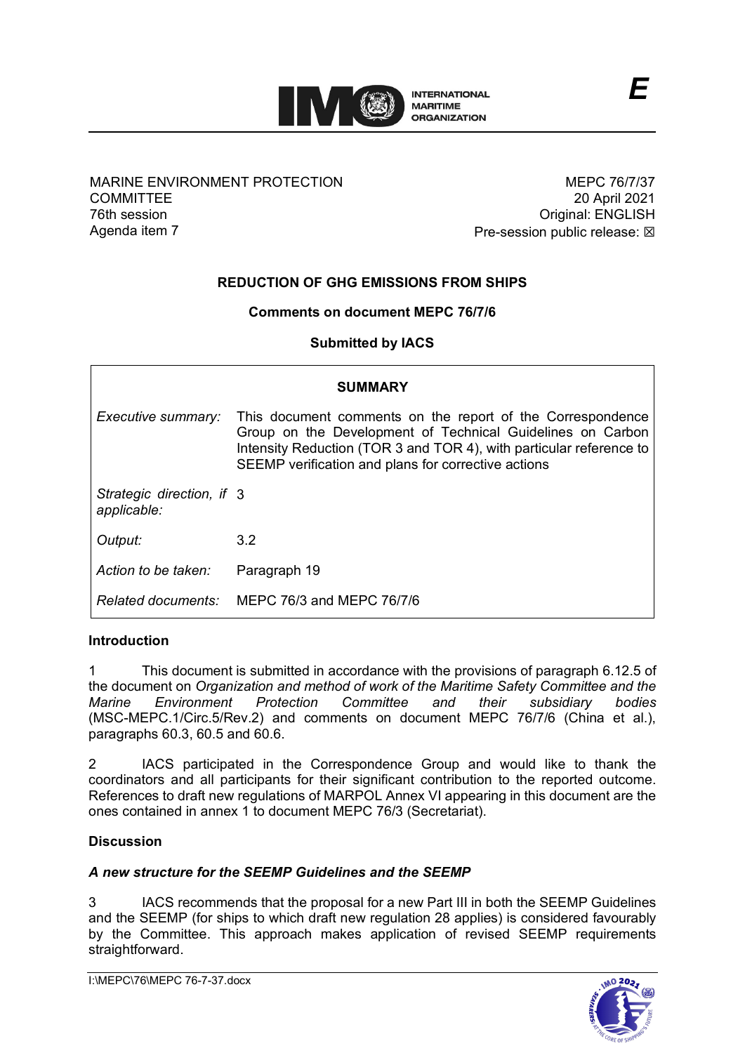E

MARINE ENVIRONMENT PROTECTION COMMITTEE
76th session
Agenda item 7

MEPC 76/7/37
20 April 2021
Original: ENGLISH
Pre-session public release: ☒

## REDUCTION OF GHG EMISSIONS FROM SHIPS

### Comments on document MEPC 76/7/6

### Submitted by IACS

| SUMMARY | |
|---|---|
| *Executive summary:* | This document comments on the report of the Correspondence Group on the Development of Technical Guidelines on Carbon Intensity Reduction (TOR 3 and TOR 4), with particular reference to SEEMP verification and plans for corrective actions |
| *Strategic direction, if applicable:* | 3 |
| *Output:* | 3.2 |
| *Action to be taken:* | Paragraph 19 |
| *Related documents:* | MEPC 76/3 and MEPC 76/7/6 |

**Introduction**

1 This document is submitted in accordance with the provisions of paragraph 6.12.5 of the document on *Organization and method of work of the Maritime Safety Committee and the Marine Environment Protection Committee and their subsidiary bodies* (MSC-MEPC.1/Circ.5/Rev.2) and comments on document MEPC 76/7/6 (China et al.), paragraphs 60.3, 60.5 and 60.6.

2 IACS participated in the Correspondence Group and would like to thank the coordinators and all participants for their significant contribution to the reported outcome. References to draft new regulations of MARPOL Annex VI appearing in this document are the ones contained in annex 1 to document MEPC 76/3 (Secretariat).

**Discussion**

***A new structure for the SEEMP Guidelines and the SEEMP***

3 IACS recommends that the proposal for a new Part III in both the SEEMP Guidelines and the SEEMP (for ships to which draft new regulation 28 applies) is considered favourably by the Committee. This approach makes application of revised SEEMP requirements straightforward.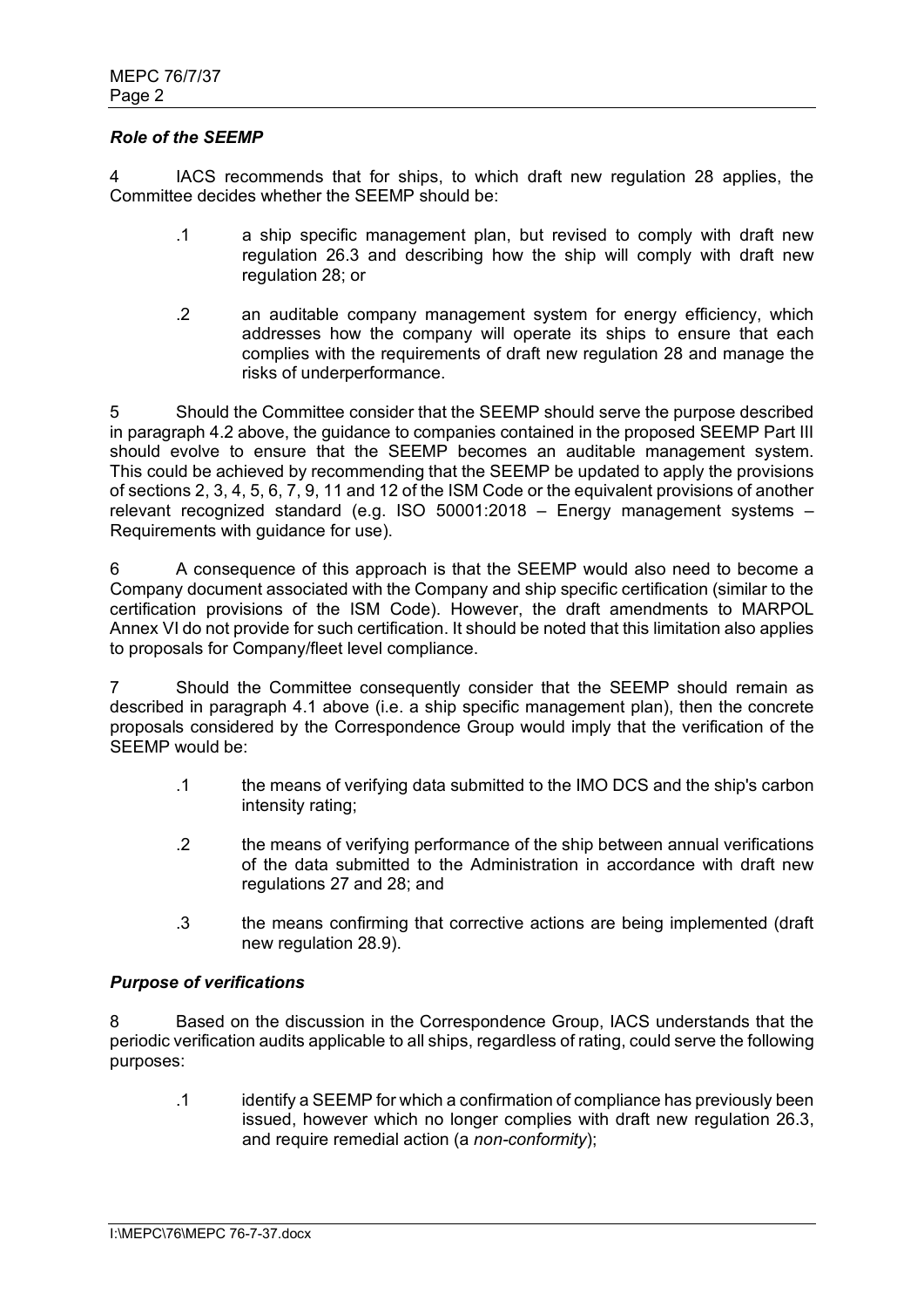### *Role of the SEEMP*

4 IACS recommends that for ships, to which draft new regulation 28 applies, the Committee decides whether the SEEMP should be:

> .1 a ship specific management plan, but revised to comply with draft new regulation 26.3 and describing how the ship will comply with draft new regulation 28; or
>
> .2 an auditable company management system for energy efficiency, which addresses how the company will operate its ships to ensure that each complies with the requirements of draft new regulation 28 and manage the risks of underperformance.

5 Should the Committee consider that the SEEMP should serve the purpose described in paragraph 4.2 above, the guidance to companies contained in the proposed SEEMP Part III should evolve to ensure that the SEEMP becomes an auditable management system. This could be achieved by recommending that the SEEMP be updated to apply the provisions of sections 2, 3, 4, 5, 6, 7, 9, 11 and 12 of the ISM Code or the equivalent provisions of another relevant recognized standard (e.g. ISO 50001:2018 – Energy management systems – Requirements with guidance for use).

6 A consequence of this approach is that the SEEMP would also need to become a Company document associated with the Company and ship specific certification (similar to the certification provisions of the ISM Code). However, the draft amendments to MARPOL Annex VI do not provide for such certification. It should be noted that this limitation also applies to proposals for Company/fleet level compliance.

7 Should the Committee consequently consider that the SEEMP should remain as described in paragraph 4.1 above (i.e. a ship specific management plan), then the concrete proposals considered by the Correspondence Group would imply that the verification of the SEEMP would be:

> .1 the means of verifying data submitted to the IMO DCS and the ship's carbon intensity rating;
>
> .2 the means of verifying performance of the ship between annual verifications of the data submitted to the Administration in accordance with draft new regulations 27 and 28; and
>
> .3 the means confirming that corrective actions are being implemented (draft new regulation 28.9).

### *Purpose of verifications*

8 Based on the discussion in the Correspondence Group, IACS understands that the periodic verification audits applicable to all ships, regardless of rating, could serve the following purposes:

> .1 identify a SEEMP for which a confirmation of compliance has previously been issued, however which no longer complies with draft new regulation 26.3, and require remedial action (a *non-conformity*);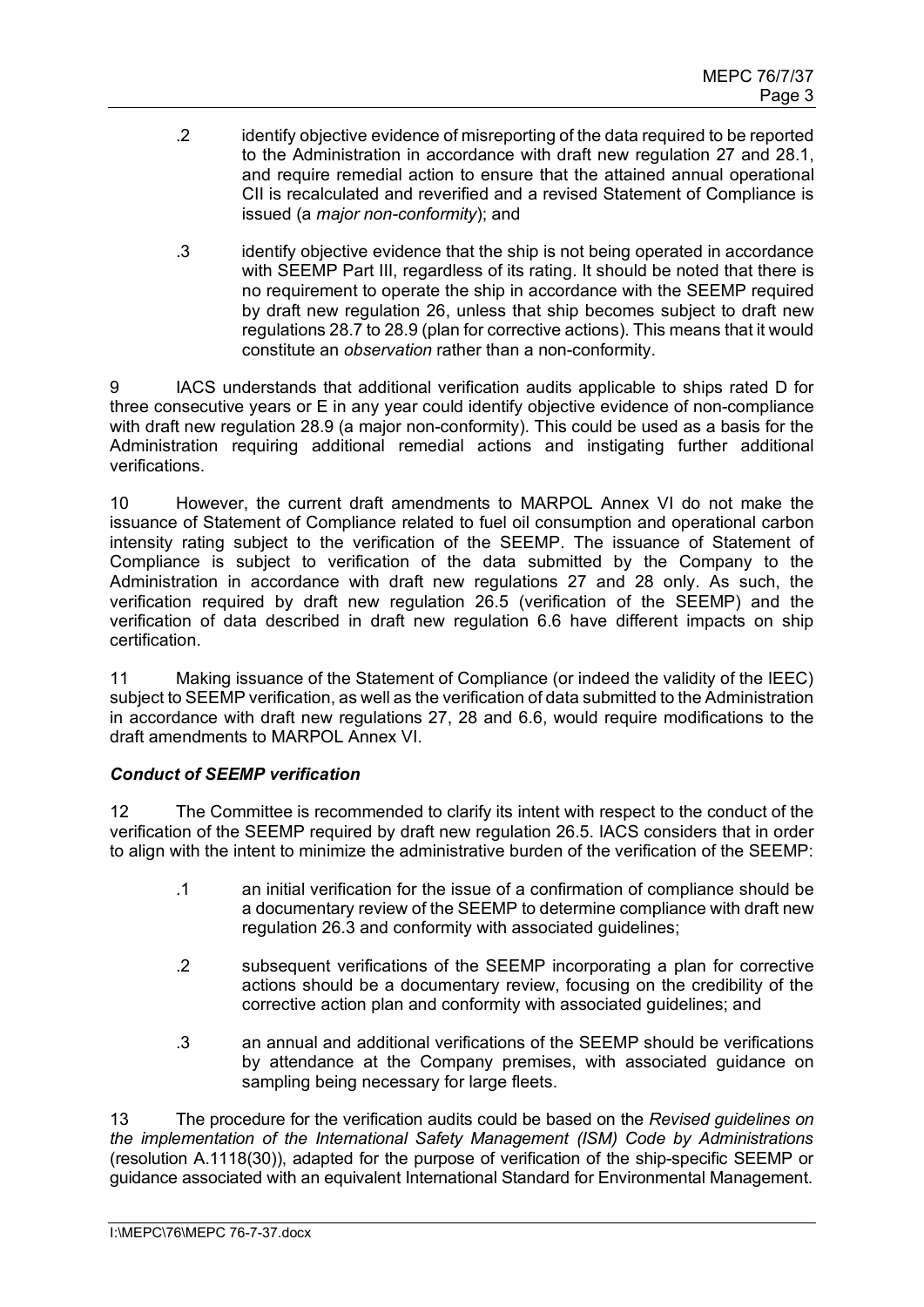.2 identify objective evidence of misreporting of the data required to be reported to the Administration in accordance with draft new regulation 27 and 28.1, and require remedial action to ensure that the attained annual operational CII is recalculated and reverified and a revised Statement of Compliance is issued (a *major non-conformity*); and

.3 identify objective evidence that the ship is not being operated in accordance with SEEMP Part III, regardless of its rating. It should be noted that there is no requirement to operate the ship in accordance with the SEEMP required by draft new regulation 26, unless that ship becomes subject to draft new regulations 28.7 to 28.9 (plan for corrective actions). This means that it would constitute an *observation* rather than a non-conformity.

9 IACS understands that additional verification audits applicable to ships rated D for three consecutive years or E in any year could identify objective evidence of non-compliance with draft new regulation 28.9 (a major non-conformity). This could be used as a basis for the Administration requiring additional remedial actions and instigating further additional verifications.

10 However, the current draft amendments to MARPOL Annex VI do not make the issuance of Statement of Compliance related to fuel oil consumption and operational carbon intensity rating subject to the verification of the SEEMP. The issuance of Statement of Compliance is subject to verification of the data submitted by the Company to the Administration in accordance with draft new regulations 27 and 28 only. As such, the verification required by draft new regulation 26.5 (verification of the SEEMP) and the verification of data described in draft new regulation 6.6 have different impacts on ship certification.

11 Making issuance of the Statement of Compliance (or indeed the validity of the IEEC) subject to SEEMP verification, as well as the verification of data submitted to the Administration in accordance with draft new regulations 27, 28 and 6.6, would require modifications to the draft amendments to MARPOL Annex VI.

### *Conduct of SEEMP verification*

12 The Committee is recommended to clarify its intent with respect to the conduct of the verification of the SEEMP required by draft new regulation 26.5. IACS considers that in order to align with the intent to minimize the administrative burden of the verification of the SEEMP:

.1 an initial verification for the issue of a confirmation of compliance should be a documentary review of the SEEMP to determine compliance with draft new regulation 26.3 and conformity with associated guidelines;

.2 subsequent verifications of the SEEMP incorporating a plan for corrective actions should be a documentary review, focusing on the credibility of the corrective action plan and conformity with associated guidelines; and

.3 an annual and additional verifications of the SEEMP should be verifications by attendance at the Company premises, with associated guidance on sampling being necessary for large fleets.

13 The procedure for the verification audits could be based on the *Revised guidelines on the implementation of the International Safety Management (ISM) Code by Administrations* (resolution A.1118(30)), adapted for the purpose of verification of the ship-specific SEEMP or guidance associated with an equivalent International Standard for Environmental Management.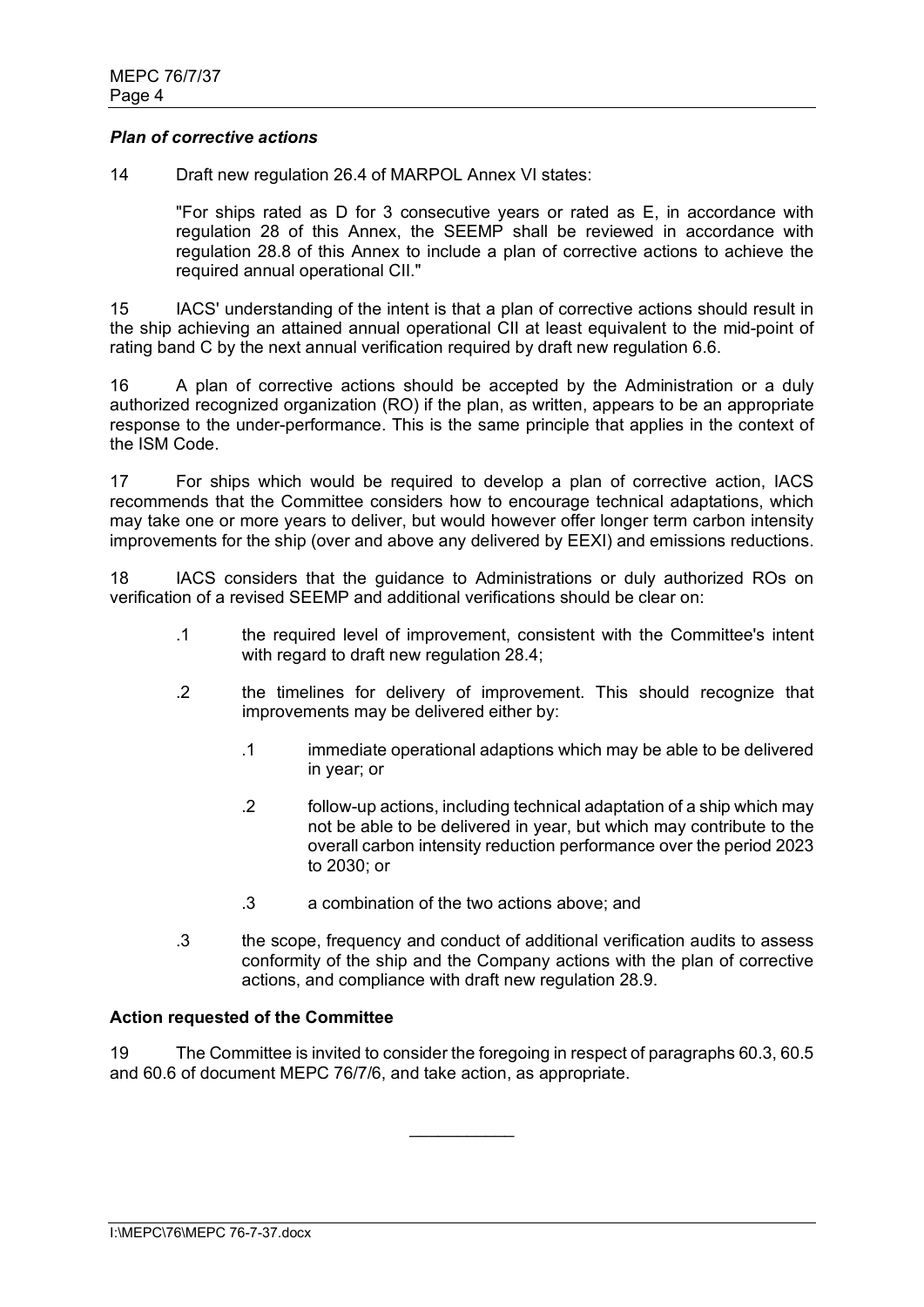### *Plan of corrective actions*

14 Draft new regulation 26.4 of MARPOL Annex VI states:

> "For ships rated as D for 3 consecutive years or rated as E, in accordance with regulation 28 of this Annex, the SEEMP shall be reviewed in accordance with regulation 28.8 of this Annex to include a plan of corrective actions to achieve the required annual operational CII."

15 IACS' understanding of the intent is that a plan of corrective actions should result in the ship achieving an attained annual operational CII at least equivalent to the mid-point of rating band C by the next annual verification required by draft new regulation 6.6.

16 A plan of corrective actions should be accepted by the Administration or a duly authorized recognized organization (RO) if the plan, as written, appears to be an appropriate response to the under-performance. This is the same principle that applies in the context of the ISM Code.

17 For ships which would be required to develop a plan of corrective action, IACS recommends that the Committee considers how to encourage technical adaptations, which may take one or more years to deliver, but would however offer longer term carbon intensity improvements for the ship (over and above any delivered by EEXI) and emissions reductions.

18 IACS considers that the guidance to Administrations or duly authorized ROs on verification of a revised SEEMP and additional verifications should be clear on:

- .1 the required level of improvement, consistent with the Committee's intent with regard to draft new regulation 28.4;
- .2 the timelines for delivery of improvement. This should recognize that improvements may be delivered either by:
  - .1 immediate operational adaptions which may be able to be delivered in year; or
  - .2 follow-up actions, including technical adaptation of a ship which may not be able to be delivered in year, but which may contribute to the overall carbon intensity reduction performance over the period 2023 to 2030; or
  - .3 a combination of the two actions above; and
- .3 the scope, frequency and conduct of additional verification audits to assess conformity of the ship and the Company actions with the plan of corrective actions, and compliance with draft new regulation 28.9.

### **Action requested of the Committee**

19 The Committee is invited to consider the foregoing in respect of paragraphs 60.3, 60.5 and 60.6 of document MEPC 76/7/6, and take action, as appropriate.

\_\_\_\_\_\_\_\_\_\_\_